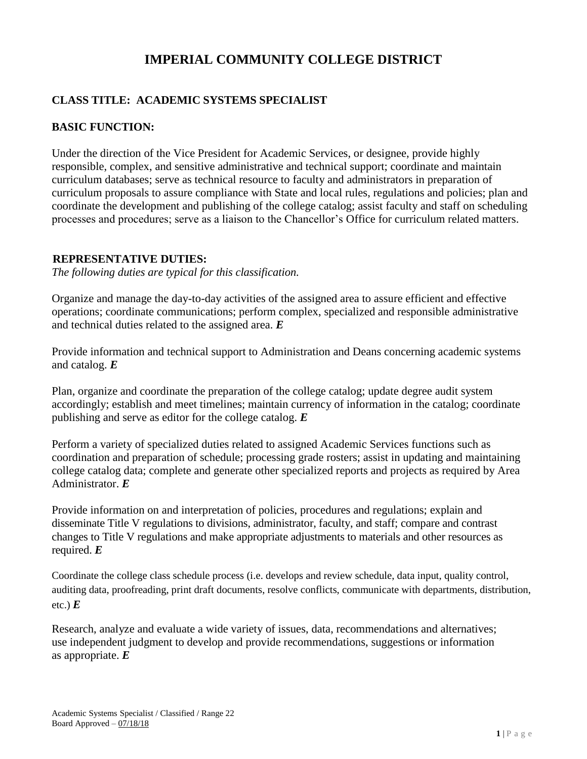# IMPERIAL COMMUNITY COLLEGE DISTRICT

## CLASS TITLE: ACADEMIC SYSTEMS SPECIALIST

### BASIC FUNCTION:

Under the direction of the Vice President for Academic Services, or designee, provide highly responsible, complex, and sensitive administrative and technical support; coordinate and maintain curriculum databases; serve as technical resource to faculty and administrators in preparation of curriculum proposals to assure compliance with State and local rules, regulations and policies; plan and coordinate the development and publishing of the college catalog; assist faculty and staff on scheduling processes and procedures; serve as a liaison to the Chancellor's Office for curriculum related matters.

### REPRESENTATIVE DUTIES:

*The following duties are typical for this classification.*

Organize and manage the day-to-day activities of the assigned area to assure efficient and effective operations; coordinate communications; perform complex, specialized and responsible administrative and technical duties related to the assigned area. ***E***

Provide information and technical support to Administration and Deans concerning academic systems and catalog. ***E***

Plan, organize and coordinate the preparation of the college catalog; update degree audit system accordingly; establish and meet timelines; maintain currency of information in the catalog; coordinate publishing and serve as editor for the college catalog. ***E***

Perform a variety of specialized duties related to assigned Academic Services functions such as coordination and preparation of schedule; processing grade rosters; assist in updating and maintaining college catalog data; complete and generate other specialized reports and projects as required by Area Administrator. ***E***

Provide information on and interpretation of policies, procedures and regulations; explain and disseminate Title V regulations to divisions, administrator, faculty, and staff; compare and contrast changes to Title V regulations and make appropriate adjustments to materials and other resources as required. ***E***

Coordinate the college class schedule process (i.e. develops and review schedule, data input, quality control, auditing data, proofreading, print draft documents, resolve conflicts, communicate with departments, distribution, etc.) ***E***

Research, analyze and evaluate a wide variety of issues, data, recommendations and alternatives; use independent judgment to develop and provide recommendations, suggestions or information as appropriate. ***E***

Academic Systems Specialist / Classified / Range 22
Board Approved – 07/18/18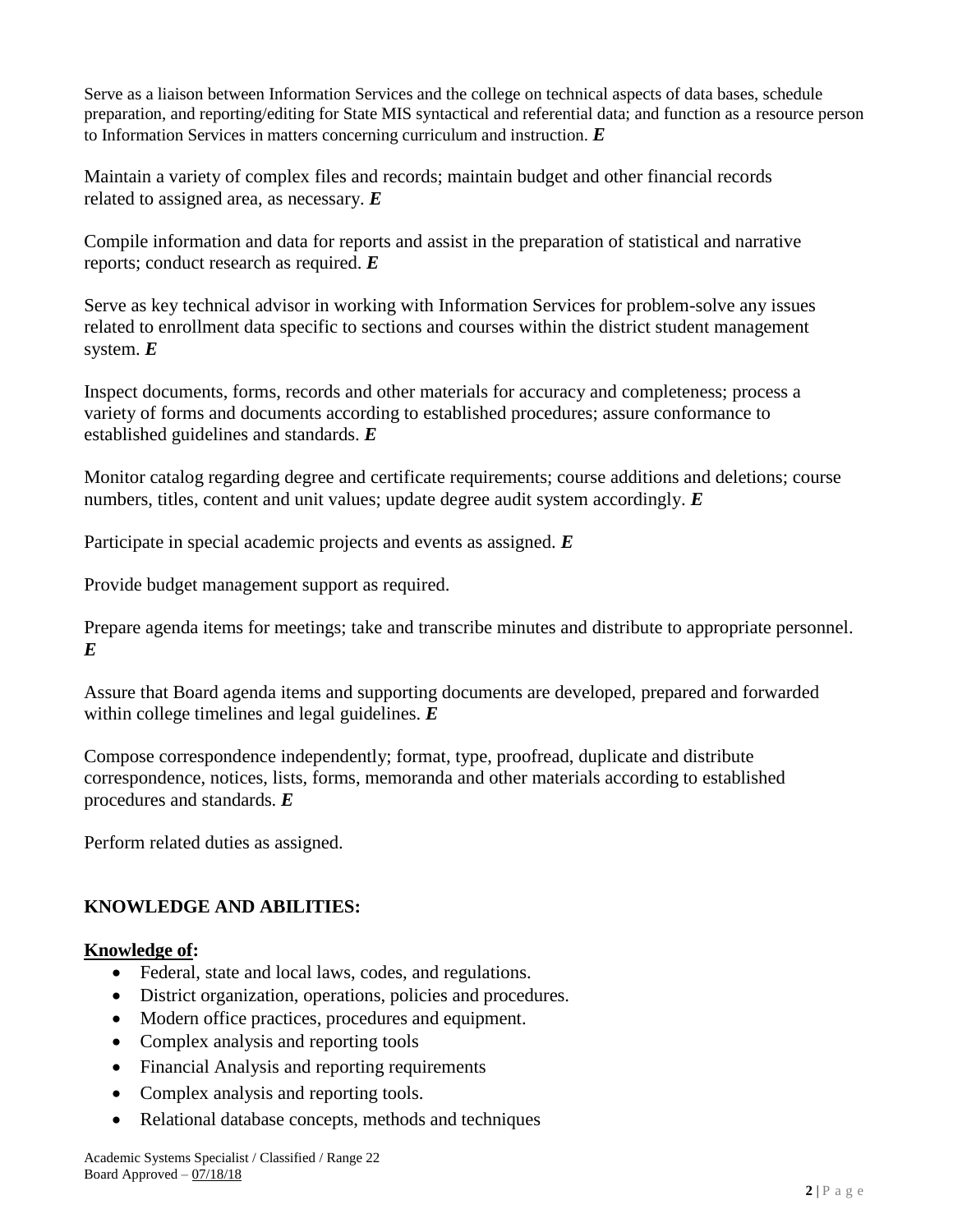Serve as a liaison between Information Services and the college on technical aspects of data bases, schedule preparation, and reporting/editing for State MIS syntactical and referential data; and function as a resource person to Information Services in matters concerning curriculum and instruction. ***E***

Maintain a variety of complex files and records; maintain budget and other financial records related to assigned area, as necessary. ***E***

Compile information and data for reports and assist in the preparation of statistical and narrative reports; conduct research as required. ***E***

Serve as key technical advisor in working with Information Services for problem-solve any issues related to enrollment data specific to sections and courses within the district student management system. ***E***

Inspect documents, forms, records and other materials for accuracy and completeness; process a variety of forms and documents according to established procedures; assure conformance to established guidelines and standards. ***E***

Monitor catalog regarding degree and certificate requirements; course additions and deletions; course numbers, titles, content and unit values; update degree audit system accordingly. ***E***

Participate in special academic projects and events as assigned. ***E***

Provide budget management support as required.

Prepare agenda items for meetings; take and transcribe minutes and distribute to appropriate personnel. ***E***

Assure that Board agenda items and supporting documents are developed, prepared and forwarded within college timelines and legal guidelines. ***E***

Compose correspondence independently; format, type, proofread, duplicate and distribute correspondence, notices, lists, forms, memoranda and other materials according to established procedures and standards. ***E***

Perform related duties as assigned.

## KNOWLEDGE AND ABILITIES:

**Knowledge of:**

- Federal, state and local laws, codes, and regulations.
- District organization, operations, policies and procedures.
- Modern office practices, procedures and equipment.
- Complex analysis and reporting tools
- Financial Analysis and reporting requirements
- Complex analysis and reporting tools.
- Relational database concepts, methods and techniques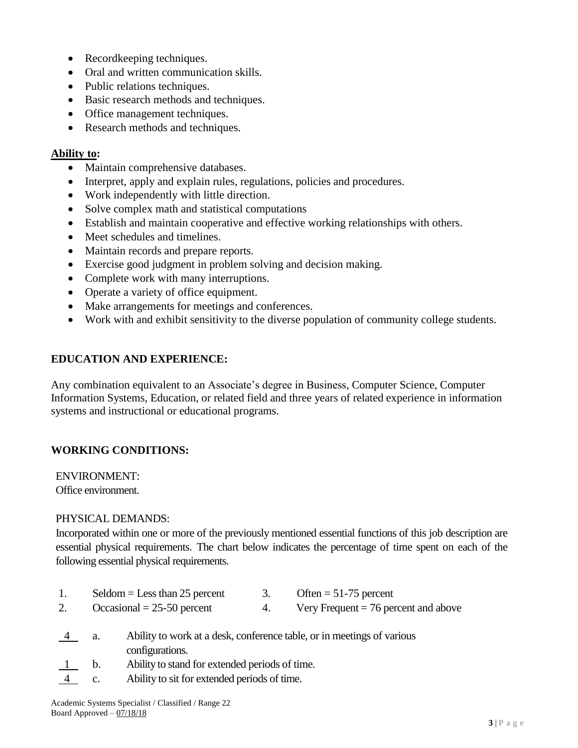- Recordkeeping techniques.
- Oral and written communication skills.
- Public relations techniques.
- Basic research methods and techniques.
- Office management techniques.
- Research methods and techniques.

**Ability to:**

- Maintain comprehensive databases.
- Interpret, apply and explain rules, regulations, policies and procedures.
- Work independently with little direction.
- Solve complex math and statistical computations
- Establish and maintain cooperative and effective working relationships with others.
- Meet schedules and timelines.
- Maintain records and prepare reports.
- Exercise good judgment in problem solving and decision making.
- Complete work with many interruptions.
- Operate a variety of office equipment.
- Make arrangements for meetings and conferences.
- Work with and exhibit sensitivity to the diverse population of community college students.

## EDUCATION AND EXPERIENCE:

Any combination equivalent to an Associate's degree in Business, Computer Science, Computer Information Systems, Education, or related field and three years of related experience in information systems and instructional or educational programs.

## WORKING CONDITIONS:

ENVIRONMENT:
Office environment.

PHYSICAL DEMANDS:
Incorporated within one or more of the previously mentioned essential functions of this job description are essential physical requirements. The chart below indicates the percentage of time spent on each of the following essential physical requirements.

1. Seldom = Less than 25 percent
2. Occasional = 25-50 percent
3. Often = 51-75 percent
4. Very Frequent = 76 percent and above

4 a. Ability to work at a desk, conference table, or in meetings of various configurations.
1 b. Ability to stand for extended periods of time.
4 c. Ability to sit for extended periods of time.

Academic Systems Specialist / Classified / Range 22
Board Approved – 07/18/18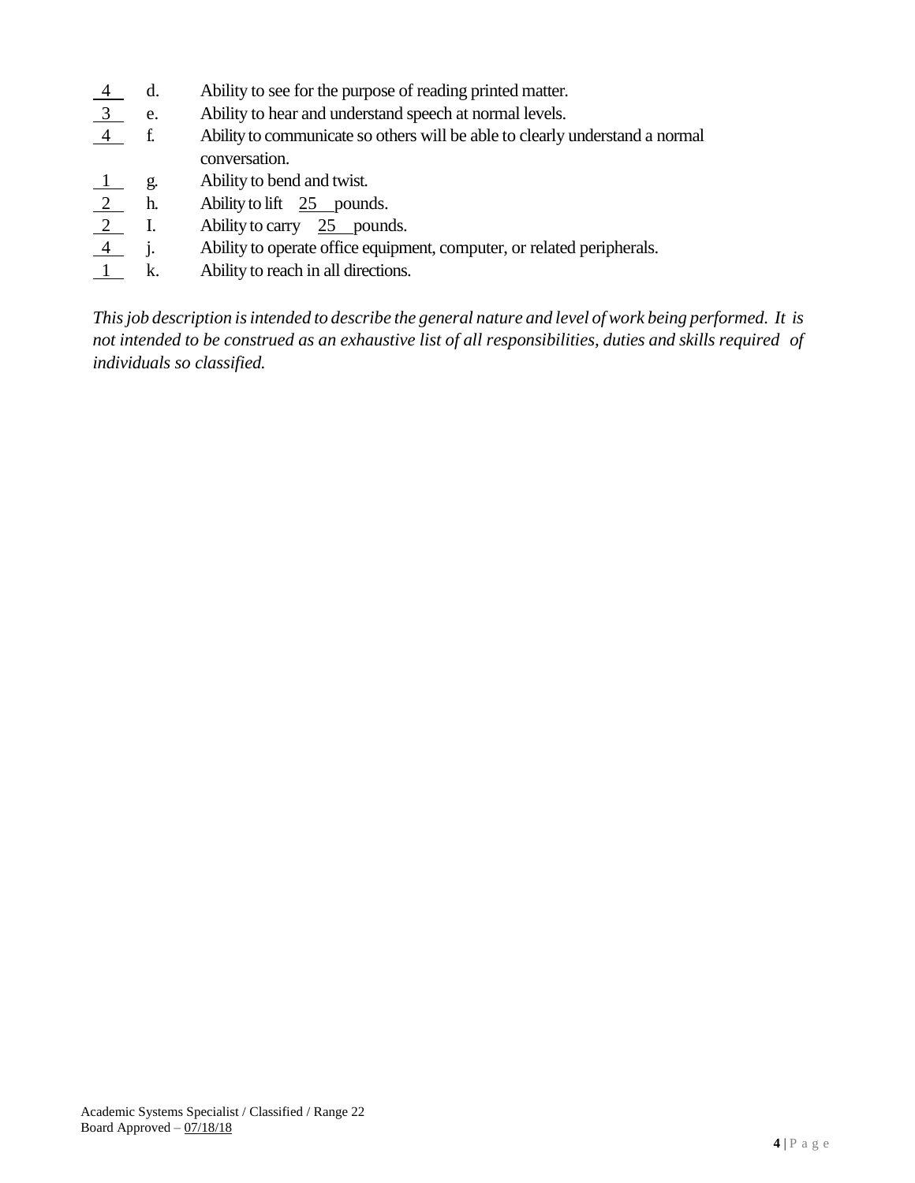4 d. Ability to see for the purpose of reading printed matter.
3 e. Ability to hear and understand speech at normal levels.
4 f. Ability to communicate so others will be able to clearly understand a normal conversation.
1 g. Ability to bend and twist.
2 h. Ability to lift 25 pounds.
2 I. Ability to carry 25 pounds.
4 j. Ability to operate office equipment, computer, or related peripherals.
1 k. Ability to reach in all directions.

*This job description is intended to describe the general nature and level of work being performed. It is not intended to be construed as an exhaustive list of all responsibilities, duties and skills required of individuals so classified.*

Academic Systems Specialist / Classified / Range 22
Board Approved – 07/18/18